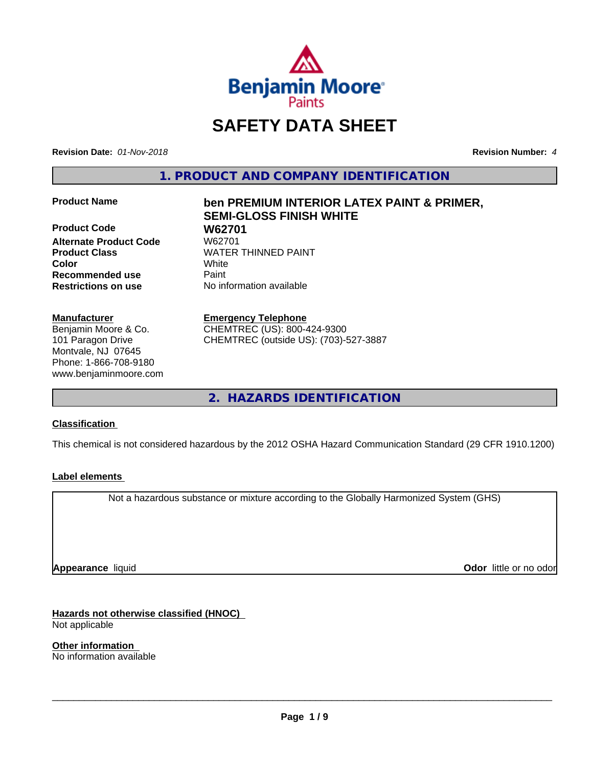# SAFETY DATA SHEET

**Revision Date:** *01-Nov-2018*

**Revision Number:** *4*

## 1. PRODUCT AND COMPANY IDENTIFICATION

| | |
|---|---|
| **Product Name** | **ben PREMIUM INTERIOR LATEX PAINT & PRIMER, SEMI-GLOSS FINISH WHITE** |
| **Product Code** | **W62701** |
| **Alternate Product Code** | W62701 |
| **Product Class** | WATER THINNED PAINT |
| **Color** | White |
| **Recommended use** | Paint |
| **Restrictions on use** | No information available |

**Manufacturer**
Benjamin Moore & Co.
101 Paragon Drive
Montvale, NJ 07645
Phone: 1-866-708-9180
www.benjaminmoore.com

**Emergency Telephone**
CHEMTREC (US): 800-424-9300
CHEMTREC (outside US): (703)-527-3887

## 2. HAZARDS IDENTIFICATION

### Classification

This chemical is not considered hazardous by the 2012 OSHA Hazard Communication Standard (29 CFR 1910.1200)

### Label elements

Not a hazardous substance or mixture according to the Globally Harmonized System (GHS)

**Appearance** liquid

**Odor** little or no odor

### Hazards not otherwise classified (HNOC)

Not applicable

### Other information

No information available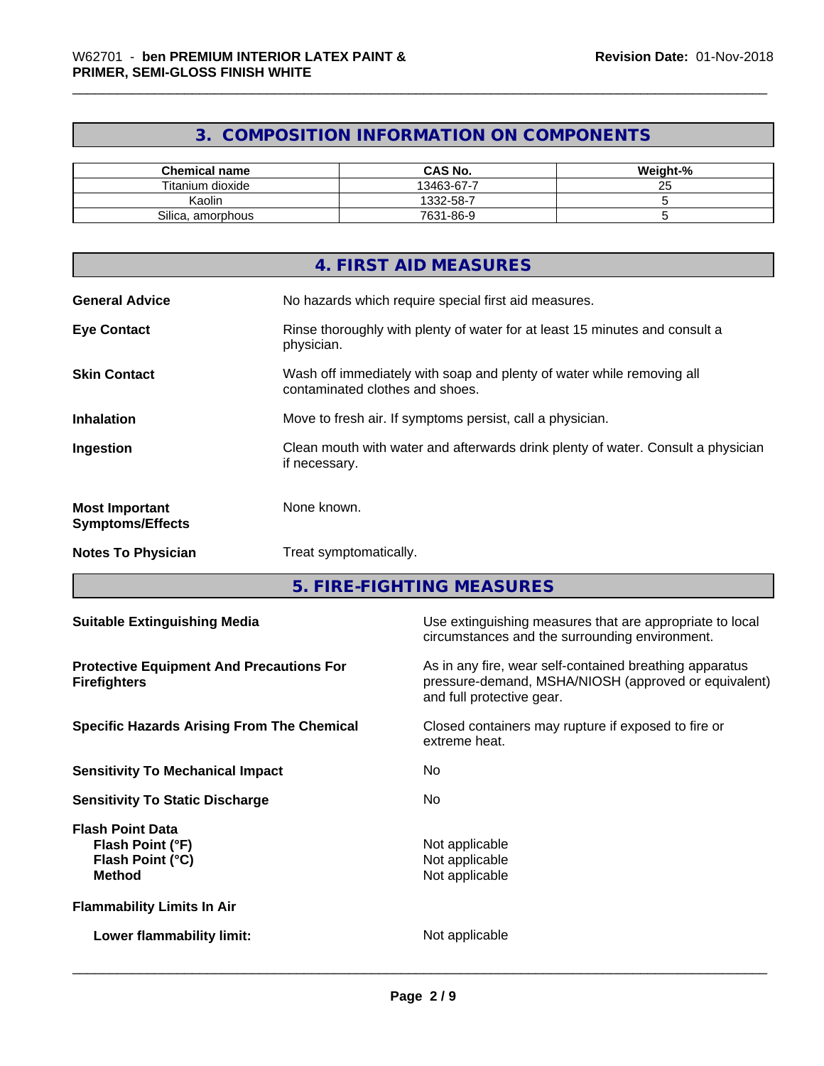## 3. COMPOSITION INFORMATION ON COMPONENTS

| Chemical name | CAS No. | Weight-% |
|---|---|---|
| Titanium dioxide | 13463-67-7 | 25 |
| Kaolin | 1332-58-7 | 5 |
| Silica, amorphous | 7631-86-9 | 5 |

## 4. FIRST AID MEASURES

**General Advice**
No hazards which require special first aid measures.

**Eye Contact**
Rinse thoroughly with plenty of water for at least 15 minutes and consult a physician.

**Skin Contact**
Wash off immediately with soap and plenty of water while removing all contaminated clothes and shoes.

**Inhalation**
Move to fresh air. If symptoms persist, call a physician.

**Ingestion**
Clean mouth with water and afterwards drink plenty of water. Consult a physician if necessary.

**Most Important Symptoms/Effects**
None known.

**Notes To Physician**
Treat symptomatically.

## 5. FIRE-FIGHTING MEASURES

**Suitable Extinguishing Media**
Use extinguishing measures that are appropriate to local circumstances and the surrounding environment.

**Protective Equipment And Precautions For Firefighters**
As in any fire, wear self-contained breathing apparatus pressure-demand, MSHA/NIOSH (approved or equivalent) and full protective gear.

**Specific Hazards Arising From The Chemical**
Closed containers may rupture if exposed to fire or extreme heat.

**Sensitivity To Mechanical Impact**
No

**Sensitivity To Static Discharge**
No

**Flash Point Data**
**Flash Point (°F)** Not applicable
**Flash Point (°C)** Not applicable
**Method** Not applicable

**Flammability Limits In Air**

**Lower flammability limit:** Not applicable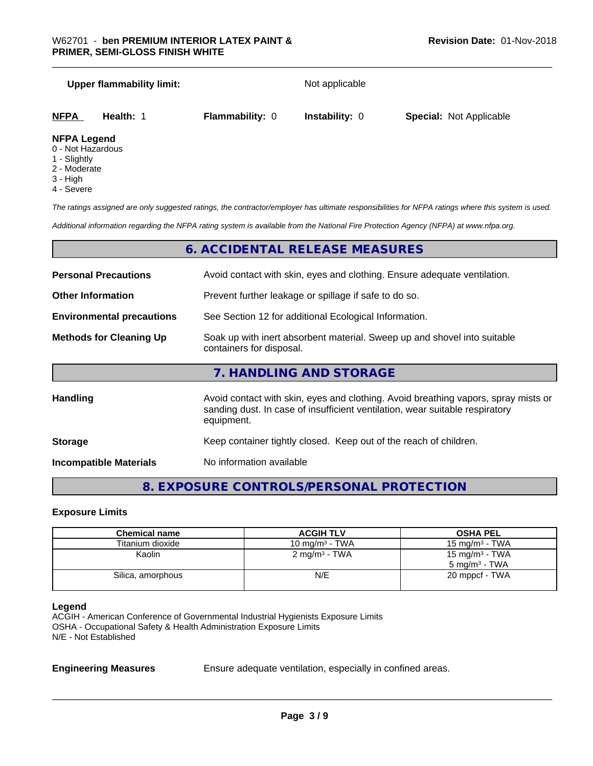**Upper flammability limit:** Not applicable

| | | | | |
|---|---|---|---|---|
| **NFPA** | **Health:** 1 | **Flammability:** 0 | **Instability:** 0 | **Special:** Not Applicable |

**NFPA Legend**
0 - Not Hazardous
1 - Slightly
2 - Moderate
3 - High
4 - Severe

*The ratings assigned are only suggested ratings, the contractor/employer has ultimate responsibilities for NFPA ratings where this system is used.*

*Additional information regarding the NFPA rating system is available from the National Fire Protection Agency (NFPA) at www.nfpa.org.*

## 6. ACCIDENTAL RELEASE MEASURES

**Personal Precautions** Avoid contact with skin, eyes and clothing. Ensure adequate ventilation.

**Other Information** Prevent further leakage or spillage if safe to do so.

**Environmental precautions** See Section 12 for additional Ecological Information.

**Methods for Cleaning Up** Soak up with inert absorbent material. Sweep up and shovel into suitable containers for disposal.

## 7. HANDLING AND STORAGE

**Handling** Avoid contact with skin, eyes and clothing. Avoid breathing vapors, spray mists or sanding dust. In case of insufficient ventilation, wear suitable respiratory equipment.

**Storage** Keep container tightly closed. Keep out of the reach of children.

**Incompatible Materials** No information available

## 8. EXPOSURE CONTROLS/PERSONAL PROTECTION

### Exposure Limits

| Chemical name | ACGIH TLV | OSHA PEL |
|---|---|---|
| Titanium dioxide | 10 mg/m³ - TWA | 15 mg/m³ - TWA |
| Kaolin | 2 mg/m³ - TWA | 15 mg/m³ - TWA<br>5 mg/m³ - TWA |
| Silica, amorphous | N/E | 20 mppcf - TWA |

**Legend**
ACGIH - American Conference of Governmental Industrial Hygienists Exposure Limits
OSHA - Occupational Safety & Health Administration Exposure Limits
N/E - Not Established

**Engineering Measures** Ensure adequate ventilation, especially in confined areas.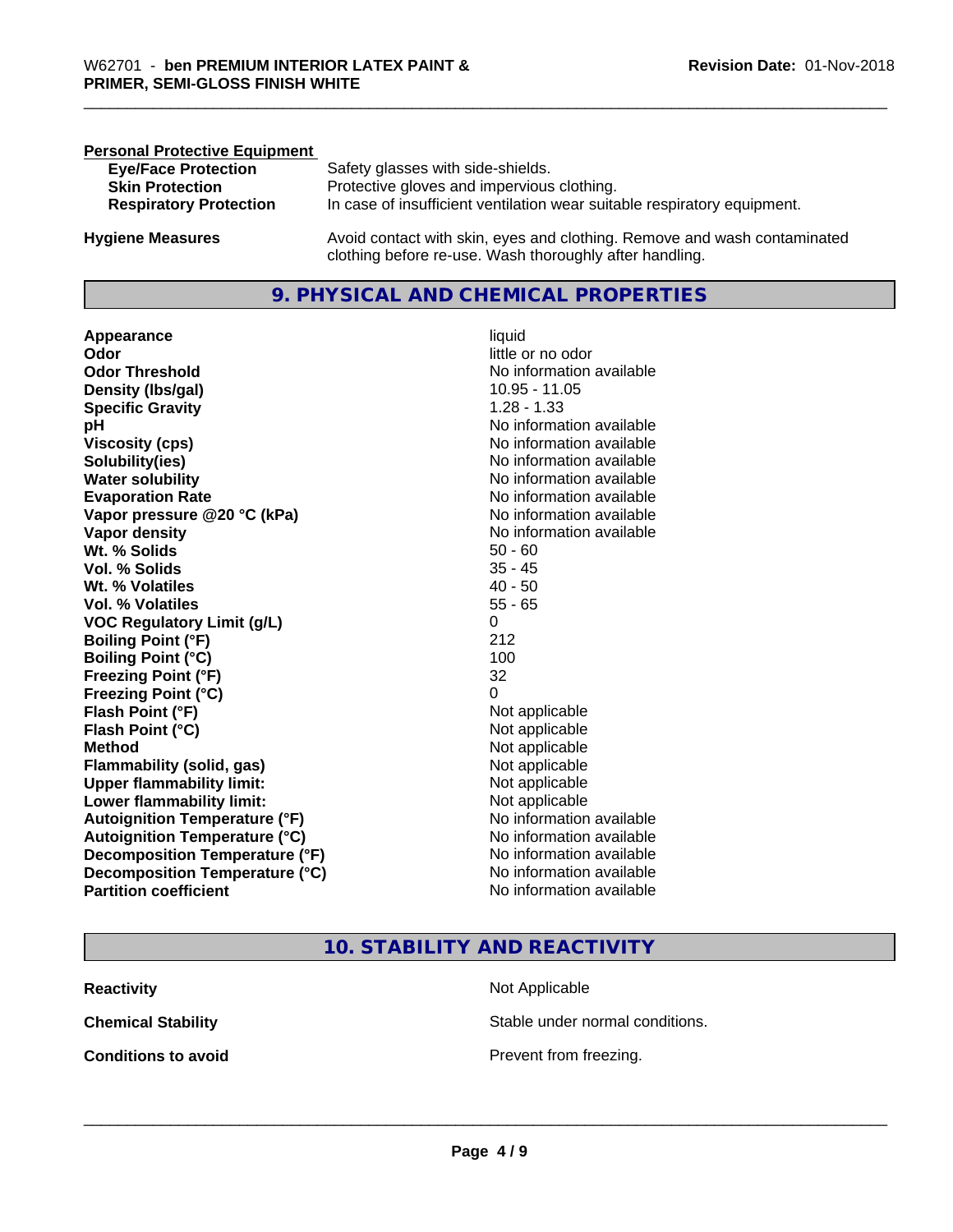**Personal Protective Equipment**

| | |
|---|---|
| **Eye/Face Protection** | Safety glasses with side-shields. |
| **Skin Protection** | Protective gloves and impervious clothing. |
| **Respiratory Protection** | In case of insufficient ventilation wear suitable respiratory equipment. |
| **Hygiene Measures** | Avoid contact with skin, eyes and clothing. Remove and wash contaminated clothing before re-use. Wash thoroughly after handling. |

## 9. PHYSICAL AND CHEMICAL PROPERTIES

| | |
|---|---|
| **Appearance** | liquid |
| **Odor** | little or no odor |
| **Odor Threshold** | No information available |
| **Density (lbs/gal)** | 10.95 - 11.05 |
| **Specific Gravity** | 1.28 - 1.33 |
| **pH** | No information available |
| **Viscosity (cps)** | No information available |
| **Solubility(ies)** | No information available |
| **Water solubility** | No information available |
| **Evaporation Rate** | No information available |
| **Vapor pressure @20 °C (kPa)** | No information available |
| **Vapor density** | No information available |
| **Wt. % Solids** | 50 - 60 |
| **Vol. % Solids** | 35 - 45 |
| **Wt. % Volatiles** | 40 - 50 |
| **Vol. % Volatiles** | 55 - 65 |
| **VOC Regulatory Limit (g/L)** | 0 |
| **Boiling Point (°F)** | 212 |
| **Boiling Point (°C)** | 100 |
| **Freezing Point (°F)** | 32 |
| **Freezing Point (°C)** | 0 |
| **Flash Point (°F)** | Not applicable |
| **Flash Point (°C)** | Not applicable |
| **Method** | Not applicable |
| **Flammability (solid, gas)** | Not applicable |
| **Upper flammability limit:** | Not applicable |
| **Lower flammability limit:** | Not applicable |
| **Autoignition Temperature (°F)** | No information available |
| **Autoignition Temperature (°C)** | No information available |
| **Decomposition Temperature (°F)** | No information available |
| **Decomposition Temperature (°C)** | No information available |
| **Partition coefficient** | No information available |

## 10. STABILITY AND REACTIVITY

| | |
|---|---|
| **Reactivity** | Not Applicable |
| **Chemical Stability** | Stable under normal conditions. |
| **Conditions to avoid** | Prevent from freezing. |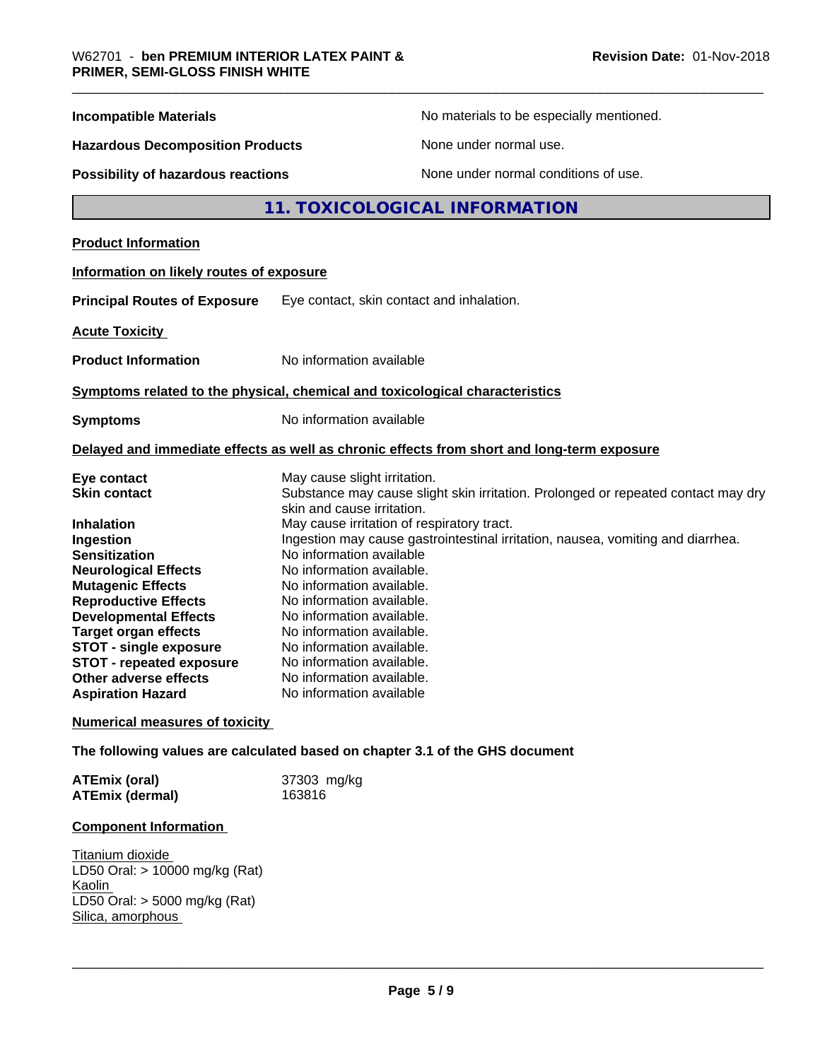| | |
|---|---|
| **Incompatible Materials** | No materials to be especially mentioned. |
| **Hazardous Decomposition Products** | None under normal use. |
| **Possibility of hazardous reactions** | None under normal conditions of use. |

## 11. TOXICOLOGICAL INFORMATION

**Product Information**

**Information on likely routes of exposure**

**Principal Routes of Exposure** Eye contact, skin contact and inhalation.

**Acute Toxicity**

**Product Information** No information available

**Symptoms related to the physical, chemical and toxicological characteristics**

**Symptoms** No information available

**Delayed and immediate effects as well as chronic effects from short and long-term exposure**

| | |
|---|---|
| **Eye contact** | May cause slight irritation. |
| **Skin contact** | Substance may cause slight skin irritation. Prolonged or repeated contact may dry skin and cause irritation. |
| **Inhalation** | May cause irritation of respiratory tract. |
| **Ingestion** | Ingestion may cause gastrointestinal irritation, nausea, vomiting and diarrhea. |
| **Sensitization** | No information available |
| **Neurological Effects** | No information available. |
| **Mutagenic Effects** | No information available. |
| **Reproductive Effects** | No information available. |
| **Developmental Effects** | No information available. |
| **Target organ effects** | No information available. |
| **STOT - single exposure** | No information available. |
| **STOT - repeated exposure** | No information available. |
| **Other adverse effects** | No information available. |
| **Aspiration Hazard** | No information available |

**Numerical measures of toxicity**

**The following values are calculated based on chapter 3.1 of the GHS document**

| | |
|---|---|
| **ATEmix (oral)** | 37303 mg/kg |
| **ATEmix (dermal)** | 163816 |

**Component Information**

Titanium dioxide
LD50 Oral: > 10000 mg/kg (Rat)
Kaolin
LD50 Oral: > 5000 mg/kg (Rat)
Silica, amorphous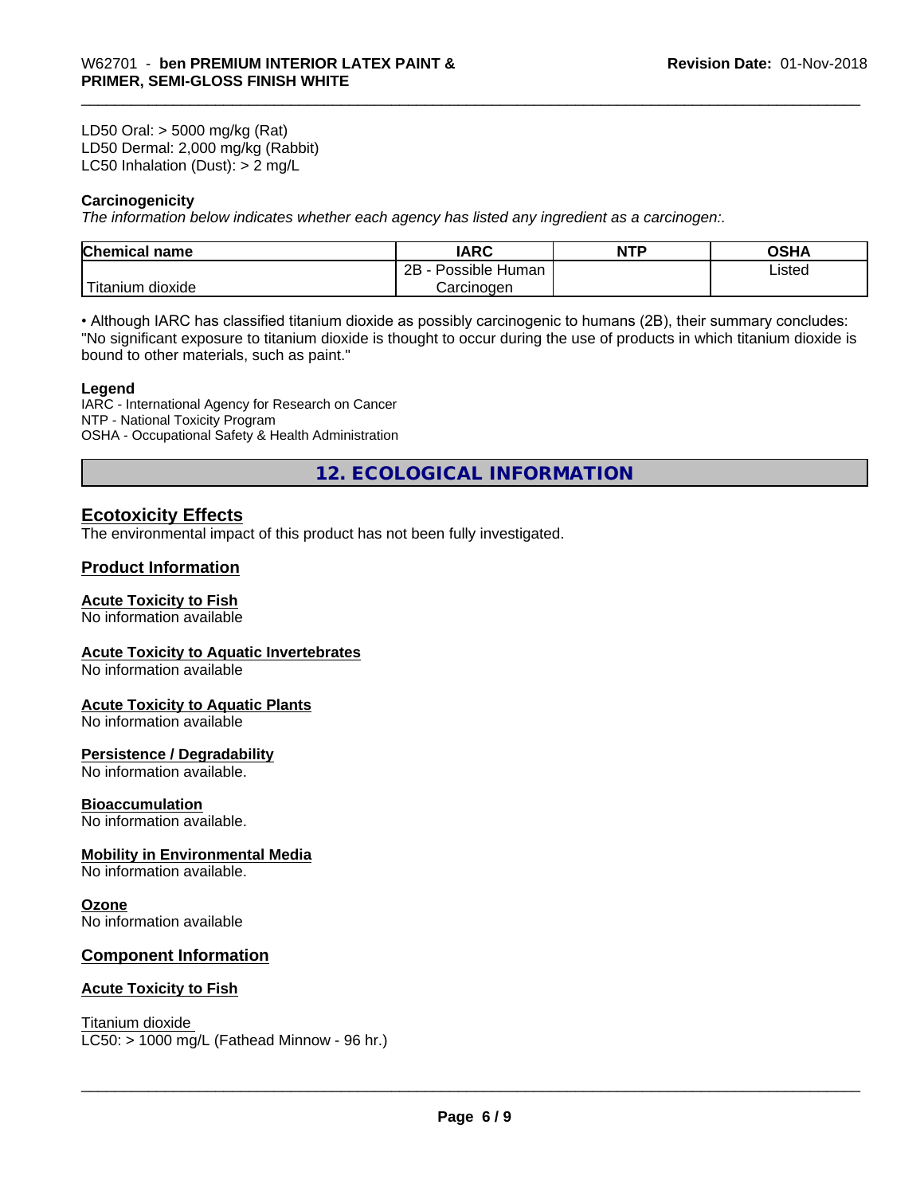LD50 Oral: > 5000 mg/kg (Rat)
LD50 Dermal: 2,000 mg/kg (Rabbit)
LC50 Inhalation (Dust): > 2 mg/L

**Carcinogenicity**

*The information below indicates whether each agency has listed any ingredient as a carcinogen:.*

| Chemical name | IARC | NTP | OSHA |
|---|---|---|---|
| Titanium dioxide | 2B - Possible Human Carcinogen | | Listed |

• Although IARC has classified titanium dioxide as possibly carcinogenic to humans (2B), their summary concludes: "No significant exposure to titanium dioxide is thought to occur during the use of products in which titanium dioxide is bound to other materials, such as paint."

**Legend**

IARC - International Agency for Research on Cancer
NTP - National Toxicity Program
OSHA - Occupational Safety & Health Administration

## 12. ECOLOGICAL INFORMATION

### Ecotoxicity Effects

The environmental impact of this product has not been fully investigated.

### Product Information

**Acute Toxicity to Fish**
No information available

**Acute Toxicity to Aquatic Invertebrates**
No information available

**Acute Toxicity to Aquatic Plants**
No information available

**Persistence / Degradability**
No information available.

**Bioaccumulation**
No information available.

**Mobility in Environmental Media**
No information available.

**Ozone**
No information available

### Component Information

**Acute Toxicity to Fish**

Titanium dioxide
LC50: > 1000 mg/L (Fathead Minnow - 96 hr.)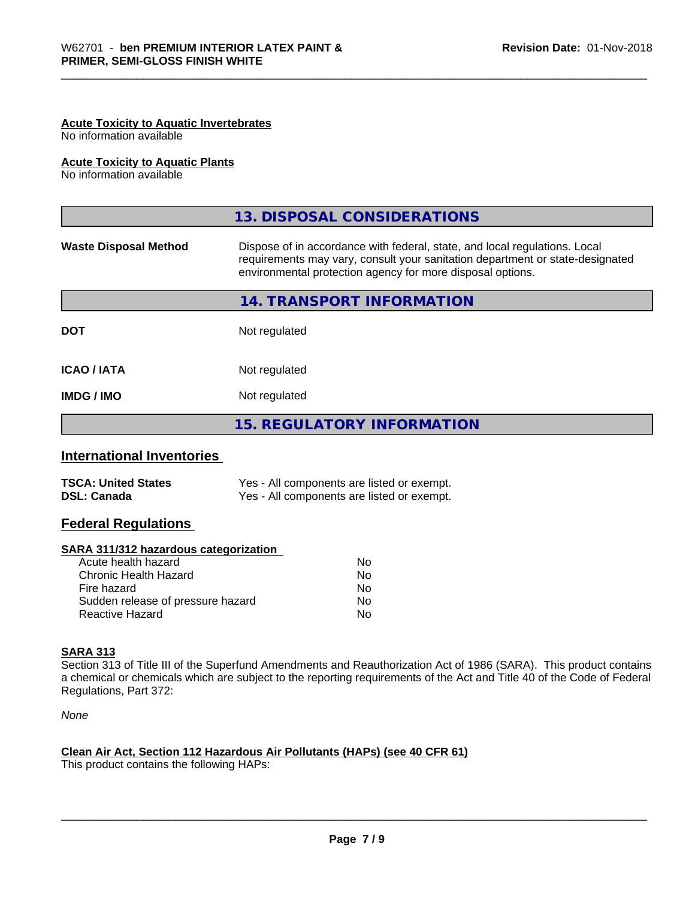#### Acute Toxicity to Aquatic Invertebrates
No information available

#### Acute Toxicity to Aquatic Plants
No information available

## 13. DISPOSAL CONSIDERATIONS

| | |
|---|---|
| **Waste Disposal Method** | Dispose of in accordance with federal, state, and local regulations. Local requirements may vary, consult your sanitation department or state-designated environmental protection agency for more disposal options. |

## 14. TRANSPORT INFORMATION

| | |
|---|---|
| **DOT** | Not regulated |
| **ICAO / IATA** | Not regulated |
| **IMDG / IMO** | Not regulated |

## 15. REGULATORY INFORMATION

### International Inventories

| | |
|---|---|
| **TSCA: United States** | Yes - All components are listed or exempt. |
| **DSL: Canada** | Yes - All components are listed or exempt. |

### Federal Regulations

#### SARA 311/312 hazardous categorization

| | |
|---|---|
| Acute health hazard | No |
| Chronic Health Hazard | No |
| Fire hazard | No |
| Sudden release of pressure hazard | No |
| Reactive Hazard | No |

#### SARA 313
Section 313 of Title III of the Superfund Amendments and Reauthorization Act of 1986 (SARA). This product contains a chemical or chemicals which are subject to the reporting requirements of the Act and Title 40 of the Code of Federal Regulations, Part 372:

*None*

#### Clean Air Act, Section 112 Hazardous Air Pollutants (HAPs) (see 40 CFR 61)
This product contains the following HAPs: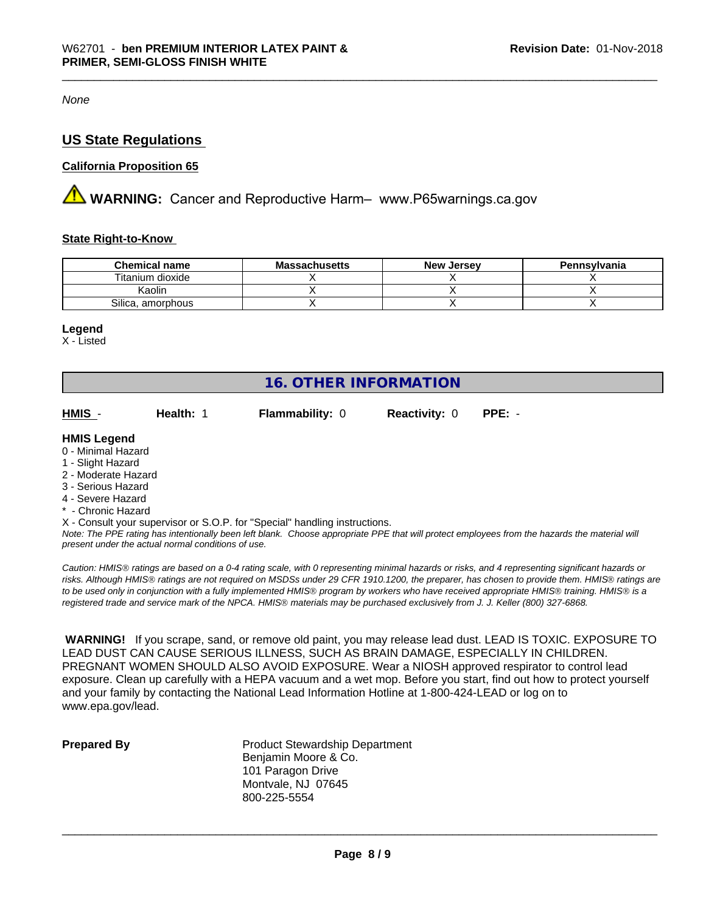*None*

## US State Regulations

### California Proposition 65

⚠ **WARNING:** Cancer and Reproductive Harm– www.P65warnings.ca.gov

### State Right-to-Know

| Chemical name | Massachusetts | New Jersey | Pennsylvania |
|---|---|---|---|
| Titanium dioxide | X | X | X |
| Kaolin | X | X | X |
| Silica, amorphous | X | X | X |

**Legend**
X - Listed

## 16. OTHER INFORMATION

**HMIS** - **Health:** 1 **Flammability:** 0 **Reactivity:** 0 **PPE:** -

**HMIS Legend**
0 - Minimal Hazard
1 - Slight Hazard
2 - Moderate Hazard
3 - Serious Hazard
4 - Severe Hazard
* - Chronic Hazard
X - Consult your supervisor or S.O.P. for "Special" handling instructions.

*Note: The PPE rating has intentionally been left blank. Choose appropriate PPE that will protect employees from the hazards the material will present under the actual normal conditions of use.*

*Caution: HMIS® ratings are based on a 0-4 rating scale, with 0 representing minimal hazards or risks, and 4 representing significant hazards or risks. Although HMIS® ratings are not required on MSDSs under 29 CFR 1910.1200, the preparer, has chosen to provide them. HMIS® ratings are to be used only in conjunction with a fully implemented HMIS® program by workers who have received appropriate HMIS® training. HMIS® is a registered trade and service mark of the NPCA. HMIS® materials may be purchased exclusively from J. J. Keller (800) 327-6868.*

**WARNING!** If you scrape, sand, or remove old paint, you may release lead dust. LEAD IS TOXIC. EXPOSURE TO LEAD DUST CAN CAUSE SERIOUS ILLNESS, SUCH AS BRAIN DAMAGE, ESPECIALLY IN CHILDREN. PREGNANT WOMEN SHOULD ALSO AVOID EXPOSURE. Wear a NIOSH approved respirator to control lead exposure. Clean up carefully with a HEPA vacuum and a wet mop. Before you start, find out how to protect yourself and your family by contacting the National Lead Information Hotline at 1-800-424-LEAD or log on to www.epa.gov/lead.

**Prepared By**

Product Stewardship Department
Benjamin Moore & Co.
101 Paragon Drive
Montvale, NJ 07645
800-225-5554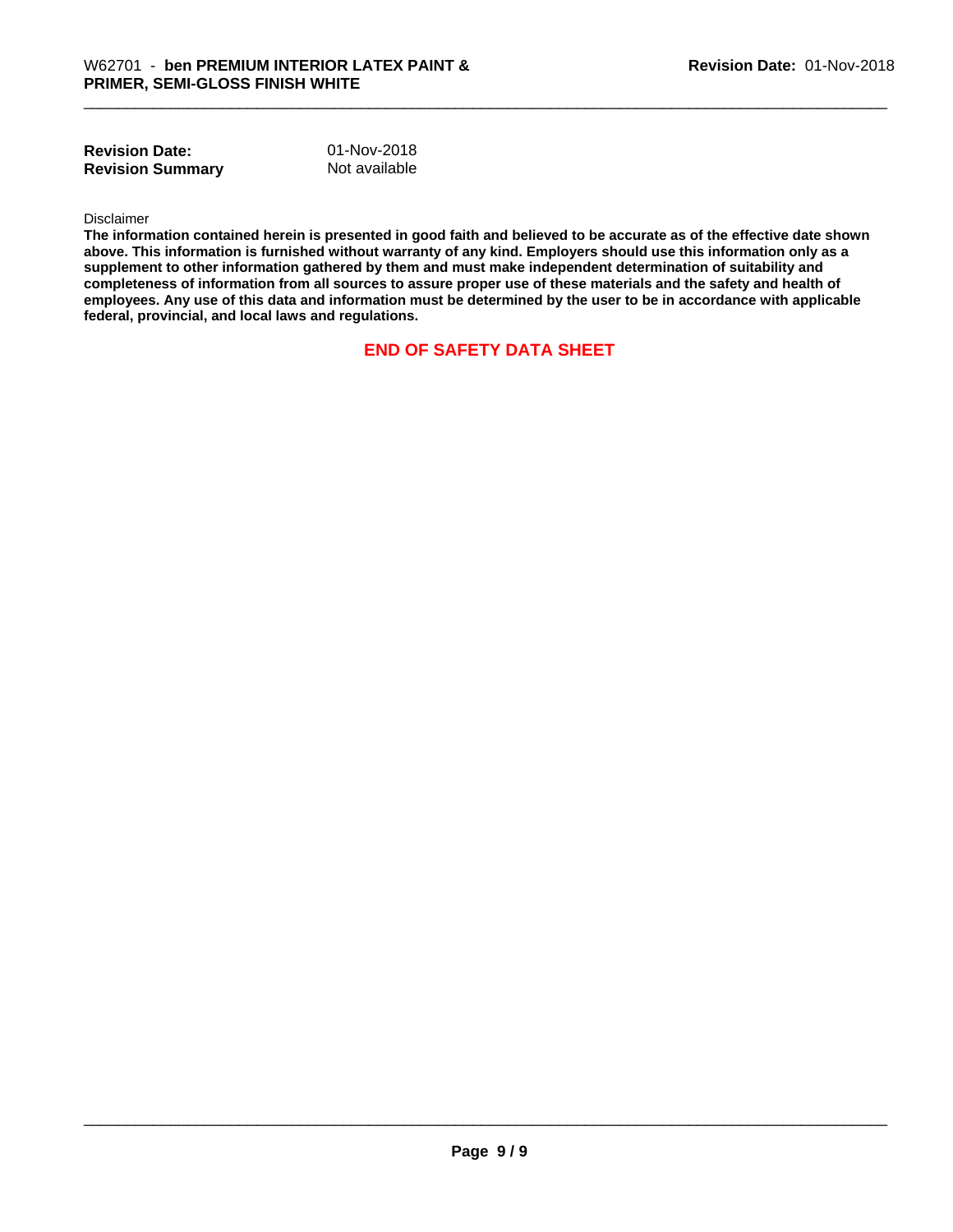| | |
|---|---|
| **Revision Date:** | 01-Nov-2018 |
| **Revision Summary** | Not available |

Disclaimer

**The information contained herein is presented in good faith and believed to be accurate as of the effective date shown above. This information is furnished without warranty of any kind. Employers should use this information only as a supplement to other information gathered by them and must make independent determination of suitability and completeness of information from all sources to assure proper use of these materials and the safety and health of employees. Any use of this data and information must be determined by the user to be in accordance with applicable federal, provincial, and local laws and regulations.**

**END OF SAFETY DATA SHEET**